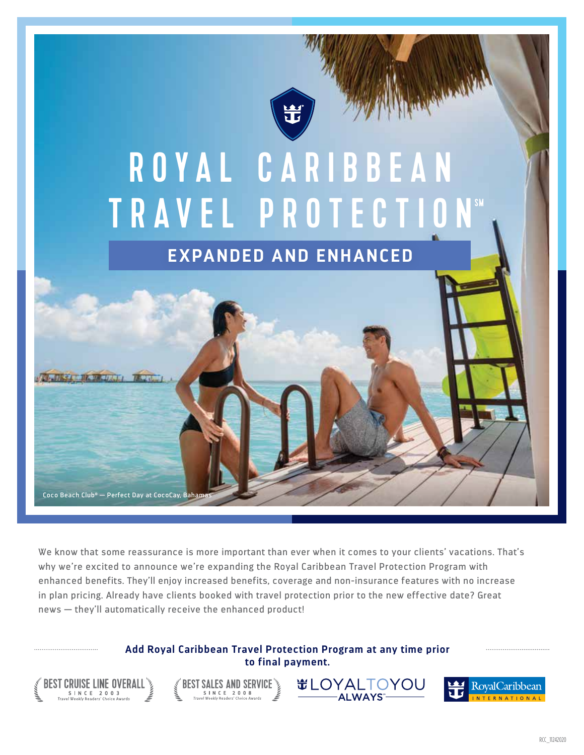# ROYAL CARIBBEAN TRAVEL PROTECTION℠

## EXPANDED AND ENHANCED

Coco Beach Club® — Perfect Day at CocoCay, Bahamas

We know that some reassurance is more important than ever when it comes to your clients' vacations. That's why we're excited to announce we're expanding the Royal Caribbean Travel Protection Program with enhanced benefits. They'll enjoy increased benefits, coverage and non-insurance features with no increase in plan pricing. Already have clients booked with travel protection prior to the new effective date? Great news — they'll automatically receive the enhanced product!

**Add Royal Caribbean Travel Protection Program at any time prior to final payment.**

BEST CRUISE LINE OVERALL SINCE 2003 *Travel Weekly* Readers' Choice Awards

BEST SALES AND SERVICE SINCE 2008 *Travel Weekly* Readers' Choice Awards

LOYALTOYOU ALWAYS℠

RoyalCaribbean INTERNATIONAL

RCC_11242020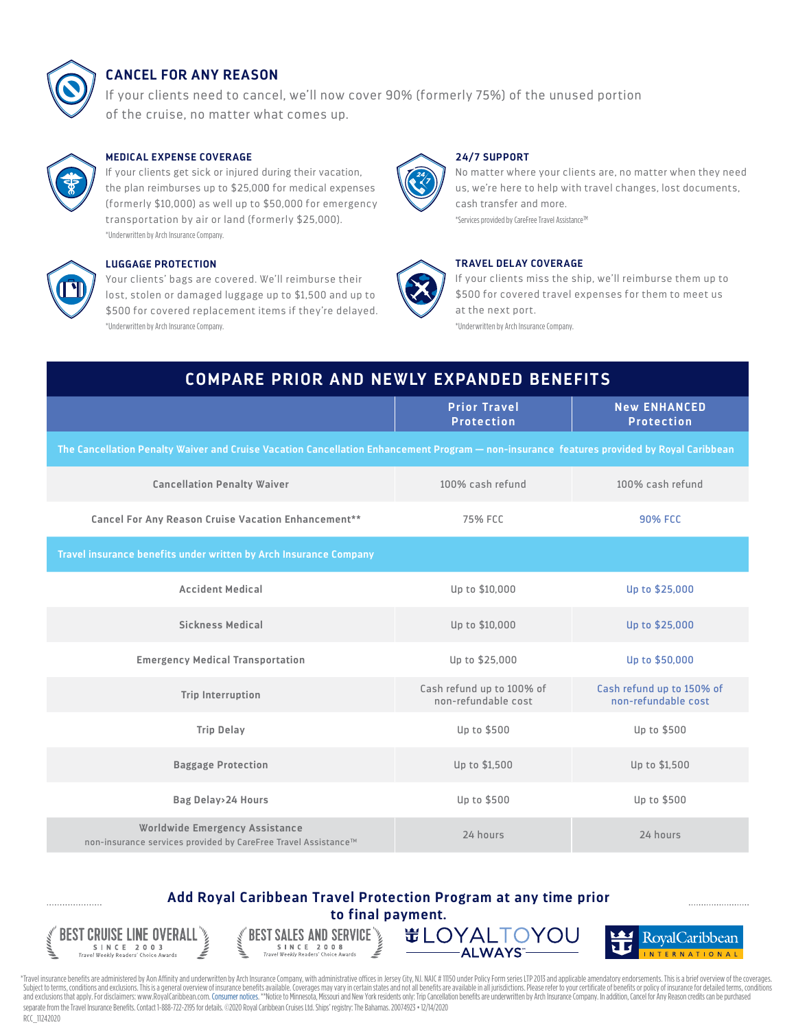## CANCEL FOR ANY REASON

If your clients need to cancel, we'll now cover 90% (formerly 75%) of the unused portion of the cruise, no matter what comes up.

### MEDICAL EXPENSE COVERAGE

If your clients get sick or injured during their vacation, the plan reimburses up to $25,000 for medical expenses (formerly $10,000) as well up to $50,000 for emergency transportation by air or land (formerly $25,000).

*Underwritten by Arch Insurance Company.

### 24/7 SUPPORT

No matter where your clients are, no matter when they need us, we're here to help with travel changes, lost documents, cash transfer and more.

*Services provided by CareFree Travel Assistance™

### LUGGAGE PROTECTION

Your clients' bags are covered. We'll reimburse their lost, stolen or damaged luggage up to $1,500 and up to $500 for covered replacement items if they're delayed.

*Underwritten by Arch Insurance Company.

### TRAVEL DELAY COVERAGE

If your clients miss the ship, we'll reimburse them up to $500 for covered travel expenses for them to meet us at the next port.

*Underwritten by Arch Insurance Company.

## COMPARE PRIOR AND NEWLY EXPANDED BENEFITS

| | Prior Travel Protection | New ENHANCED Protection |
|---|---|---|
| **The Cancellation Penalty Waiver and Cruise Vacation Cancellation Enhancement Program — non-insurance features provided by Royal Caribbean** | | |
| Cancellation Penalty Waiver | 100% cash refund | 100% cash refund |
| Cancel For Any Reason Cruise Vacation Enhancement** | 75% FCC | 90% FCC |
| **Travel insurance benefits under written by Arch Insurance Company** | | |
| Accident Medical | Up to $10,000 | Up to $25,000 |
| Sickness Medical | Up to $10,000 | Up to $25,000 |
| Emergency Medical Transportation | Up to $25,000 | Up to $50,000 |
| Trip Interruption | Cash refund up to 100% of non-refundable cost | Cash refund up to 150% of non-refundable cost |
| Trip Delay | Up to $500 | Up to $500 |
| Baggage Protection | Up to $1,500 | Up to $1,500 |
| Bag Delay>24 Hours | Up to $500 | Up to $500 |
| Worldwide Emergency Assistance non-insurance services provided by CareFree Travel Assistance™ | 24 hours | 24 hours |

**Add Royal Caribbean Travel Protection Program at any time prior to final payment.**

BEST CRUISE LINE OVERALL SINCE 2003 *Travel Weekly Readers' Choice Awards*

BEST SALES AND SERVICE SINCE 2008 *Travel Weekly Readers' Choice Awards*

LOYAL TO YOU ALWAYS℠

Royal Caribbean INTERNATIONAL

*Travel insurance benefits are administered by Aon Affinity and underwritten by Arch Insurance Company, with administrative offices in Jersey City, NJ. NAIC # 11150 under Policy Form series LTP 2013 and applicable amendatory endorsements. This is a brief overview of the coverages. Subject to terms, conditions and exclusions. This is a general overview of insurance benefits available. Coverages may vary in certain states and not all benefits are available in all jurisdictions. Please refer to your certificate of benefits or policy of insurance for detailed terms, conditions and exclusions that apply. For disclaimers: www.RoyalCaribbean.com. Consumer notices. **Notice to Minnesota, Missouri and New York residents only: Trip Cancellation benefits are underwritten by Arch Insurance Company. In addition, Cancel for Any Reason credits can be purchased separate from the Travel Insurance Benefits. Contact 1-888-722-2195 for details. ©2020 Royal Caribbean Cruises Ltd. Ships' registry: The Bahamas. 20074923 • 12/14/2020

RCC_11242020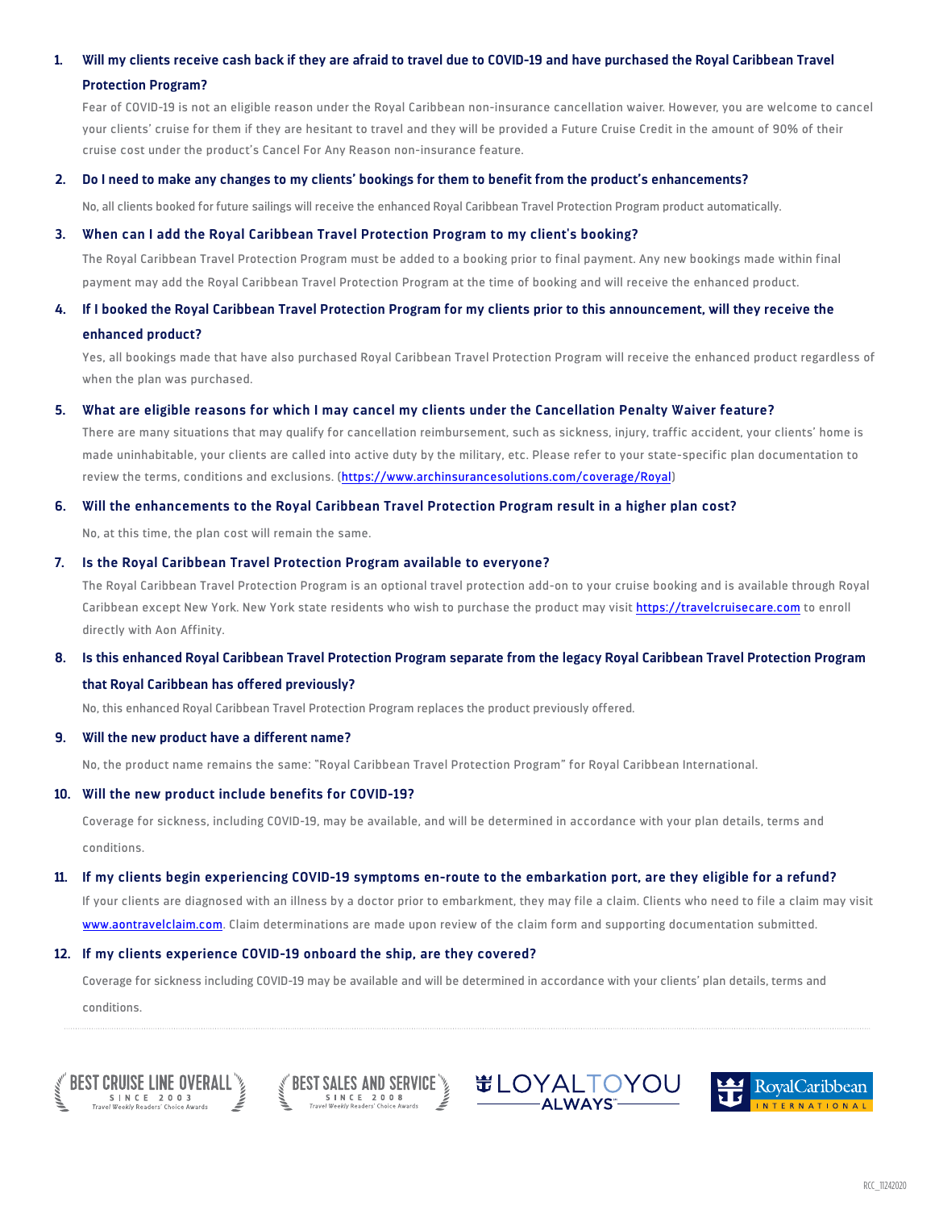1. **Will my clients receive cash back if they are afraid to travel due to COVID-19 and have purchased the Royal Caribbean Travel Protection Program?**

   Fear of COVID-19 is not an eligible reason under the Royal Caribbean non-insurance cancellation waiver. However, you are welcome to cancel your clients' cruise for them if they are hesitant to travel and they will be provided a Future Cruise Credit in the amount of 90% of their cruise cost under the product's Cancel For Any Reason non-insurance feature.

2. **Do I need to make any changes to my clients' bookings for them to benefit from the product's enhancements?**

   No, all clients booked for future sailings will receive the enhanced Royal Caribbean Travel Protection Program product automatically.

3. **When can I add the Royal Caribbean Travel Protection Program to my client's booking?**

   The Royal Caribbean Travel Protection Program must be added to a booking prior to final payment. Any new bookings made within final payment may add the Royal Caribbean Travel Protection Program at the time of booking and will receive the enhanced product.

4. **If I booked the Royal Caribbean Travel Protection Program for my clients prior to this announcement, will they receive the enhanced product?**

   Yes, all bookings made that have also purchased Royal Caribbean Travel Protection Program will receive the enhanced product regardless of when the plan was purchased.

5. **What are eligible reasons for which I may cancel my clients under the Cancellation Penalty Waiver feature?**

   There are many situations that may qualify for cancellation reimbursement, such as sickness, injury, traffic accident, your clients' home is made uninhabitable, your clients are called into active duty by the military, etc. Please refer to your state-specific plan documentation to review the terms, conditions and exclusions. (https://www.archinsurancesolutions.com/coverage/Royal)

6. **Will the enhancements to the Royal Caribbean Travel Protection Program result in a higher plan cost?**

   No, at this time, the plan cost will remain the same.

7. **Is the Royal Caribbean Travel Protection Program available to everyone?**

   The Royal Caribbean Travel Protection Program is an optional travel protection add-on to your cruise booking and is available through Royal Caribbean except New York. New York state residents who wish to purchase the product may visit https://travelcruisecare.com to enroll directly with Aon Affinity.

8. **Is this enhanced Royal Caribbean Travel Protection Program separate from the legacy Royal Caribbean Travel Protection Program that Royal Caribbean has offered previously?**

   No, this enhanced Royal Caribbean Travel Protection Program replaces the product previously offered.

9. **Will the new product have a different name?**

   No, the product name remains the same: "Royal Caribbean Travel Protection Program" for Royal Caribbean International.

10. **Will the new product include benefits for COVID-19?**

    Coverage for sickness, including COVID-19, may be available, and will be determined in accordance with your plan details, terms and conditions.

11. **If my clients begin experiencing COVID-19 symptoms en-route to the embarkation port, are they eligible for a refund?**

    If your clients are diagnosed with an illness by a doctor prior to embarkment, they may file a claim. Clients who need to file a claim may visit www.aontravelclaim.com. Claim determinations are made upon review of the claim form and supporting documentation submitted.

12. **If my clients experience COVID-19 onboard the ship, are they covered?**

    Coverage for sickness including COVID-19 may be available and will be determined in accordance with your clients' plan details, terms and conditions.

BEST CRUISE LINE OVERALL SINCE 2003 *Travel Weekly* Readers' Choice Awards

BEST SALES AND SERVICE SINCE 2008 *Travel Weekly* Readers' Choice Awards

LOYAL TO YOU ALWAYS™

Royal Caribbean INTERNATIONAL

RCC_11242020